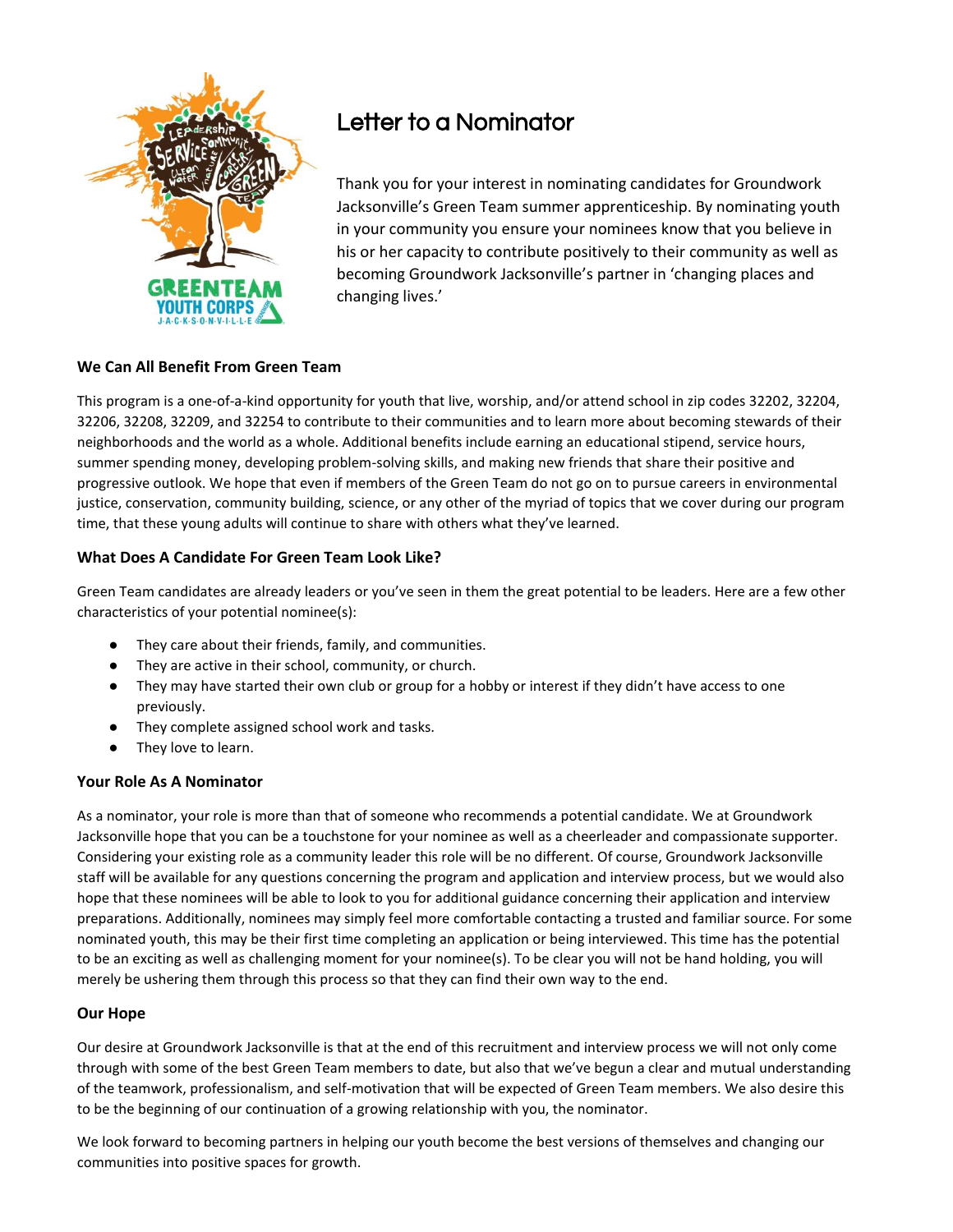# Letter to a Nominator

Thank you for your interest in nominating candidates for Groundwork Jacksonville's Green Team summer apprenticeship. By nominating youth in your community you ensure your nominees know that you believe in his or her capacity to contribute positively to their community as well as becoming Groundwork Jacksonville's partner in 'changing places and changing lives.'

**We Can All Benefit From Green Team**

This program is a one-of-a-kind opportunity for youth that live, worship, and/or attend school in zip codes 32202, 32204, 32206, 32208, 32209, and 32254 to contribute to their communities and to learn more about becoming stewards of their neighborhoods and the world as a whole. Additional benefits include earning an educational stipend, service hours, summer spending money, developing problem-solving skills, and making new friends that share their positive and progressive outlook. We hope that even if members of the Green Team do not go on to pursue careers in environmental justice, conservation, community building, science, or any other of the myriad of topics that we cover during our program time, that these young adults will continue to share with others what they've learned.

**What Does A Candidate For Green Team Look Like?**

Green Team candidates are already leaders or you've seen in them the great potential to be leaders. Here are a few other characteristics of your potential nominee(s):

- They care about their friends, family, and communities.
- They are active in their school, community, or church.
- They may have started their own club or group for a hobby or interest if they didn't have access to one previously.
- They complete assigned school work and tasks.
- They love to learn.

**Your Role As A Nominator**

As a nominator, your role is more than that of someone who recommends a potential candidate. We at Groundwork Jacksonville hope that you can be a touchstone for your nominee as well as a cheerleader and compassionate supporter. Considering your existing role as a community leader this role will be no different. Of course, Groundwork Jacksonville staff will be available for any questions concerning the program and application and interview process, but we would also hope that these nominees will be able to look to you for additional guidance concerning their application and interview preparations. Additionally, nominees may simply feel more comfortable contacting a trusted and familiar source. For some nominated youth, this may be their first time completing an application or being interviewed. This time has the potential to be an exciting as well as challenging moment for your nominee(s). To be clear you will not be hand holding, you will merely be ushering them through this process so that they can find their own way to the end.

**Our Hope**

Our desire at Groundwork Jacksonville is that at the end of this recruitment and interview process we will not only come through with some of the best Green Team members to date, but also that we've begun a clear and mutual understanding of the teamwork, professionalism, and self-motivation that will be expected of Green Team members. We also desire this to be the beginning of our continuation of a growing relationship with you, the nominator.

We look forward to becoming partners in helping our youth become the best versions of themselves and changing our communities into positive spaces for growth.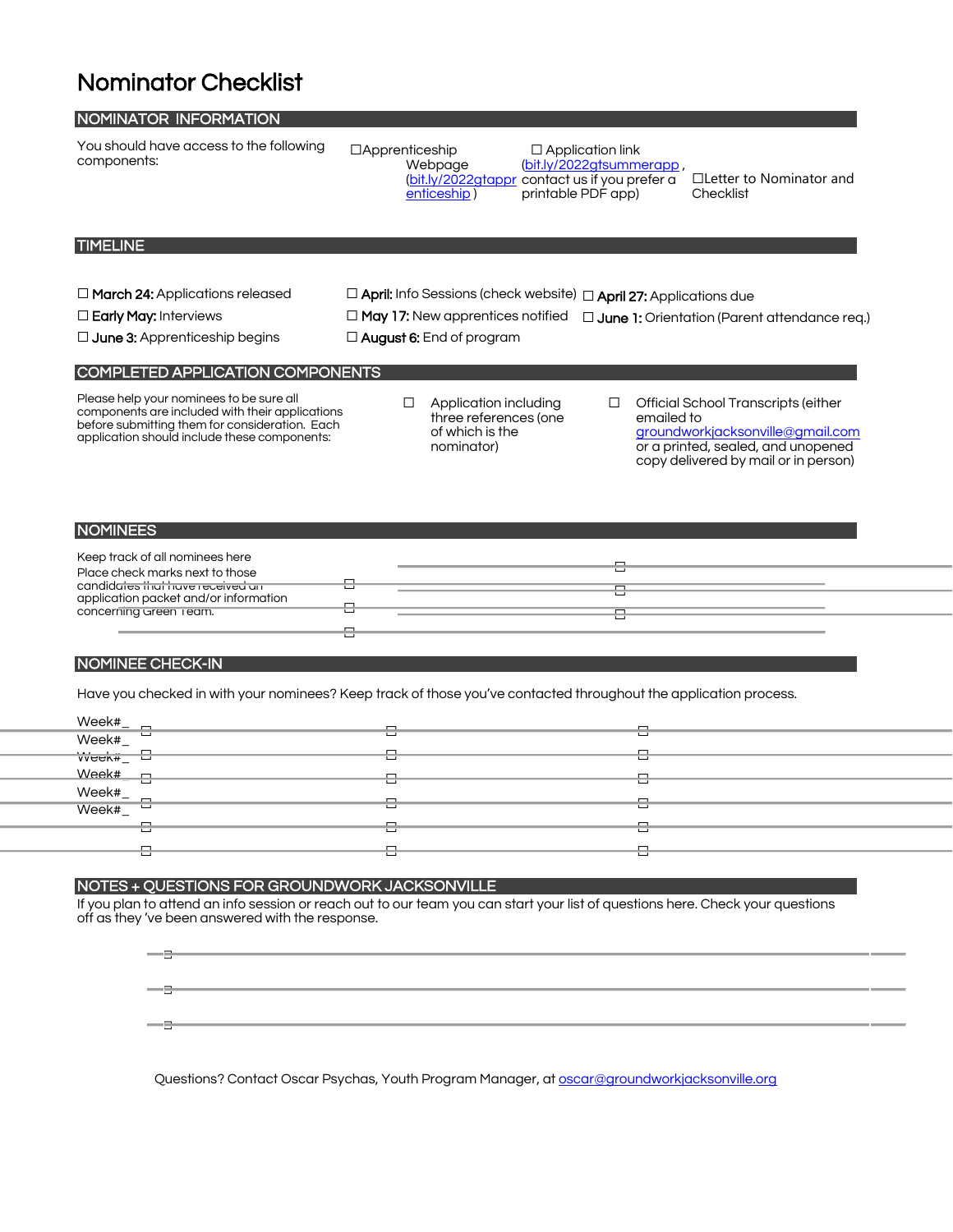# Nominator Checklist

## NOMINATOR INFORMATION

You should have access to the following components:

☐ Apprenticeship Webpage (bit.ly/2022gtapprenticeship)

☐ Application link (bit.ly/2022gtsummerapp, contact us if you prefer a printable PDF app)

☐ Letter to Nominator and Checklist

## TIMELINE

☐ **March 24:** Applications released

☐ **April:** Info Sessions (check website)

☐ **April 27:** Applications due

☐ **Early May:** Interviews

☐ **May 17:** New apprentices notified

☐ **June 1:** Orientation (Parent attendance req.)

☐ **June 3:** Apprenticeship begins

☐ **August 6:** End of program

## COMPLETED APPLICATION COMPONENTS

Please help your nominees to be sure all components are included with their applications before submitting them for consideration. Each application should include these components:

☐ Application including three references (one of which is the nominator)

☐ Official School Transcripts (either emailed to groundworkjacksonville@gmail.com or a printed, sealed, and unopened copy delivered by mail or in person)

## NOMINEES

Keep track of all nominees here

Place check marks next to those candidates that have received an application packet and/or information concerning Green Team.

☐ ______ ☐ ______

☐ ______ ☐ ______

☐ ______ ☐ ______

## NOMINEE CHECK-IN

Have you checked in with your nominees? Keep track of those you've contacted throughout the application process.

Week#_ ☐ ______ ☐ ______ ☐ ______

Week#_ ☐ ______ ☐ ______ ☐ ______

Week#_ ☐ ______ ☐ ______ ☐ ______

Week#_ ☐ ______ ☐ ______ ☐ ______

Week#_ ☐ ______ ☐ ______ ☐ ______

Week#_ ☐ ______ ☐ ______ ☐ ______

## NOTES + QUESTIONS FOR GROUNDWORK JACKSONVILLE

If you plan to attend an info session or reach out to our team you can start your list of questions here. Check your questions off as they 've been answered with the response.

☐ ______

☐ ______

☐ ______

Questions? Contact Oscar Psychas, Youth Program Manager, at oscar@groundworkjacksonville.org